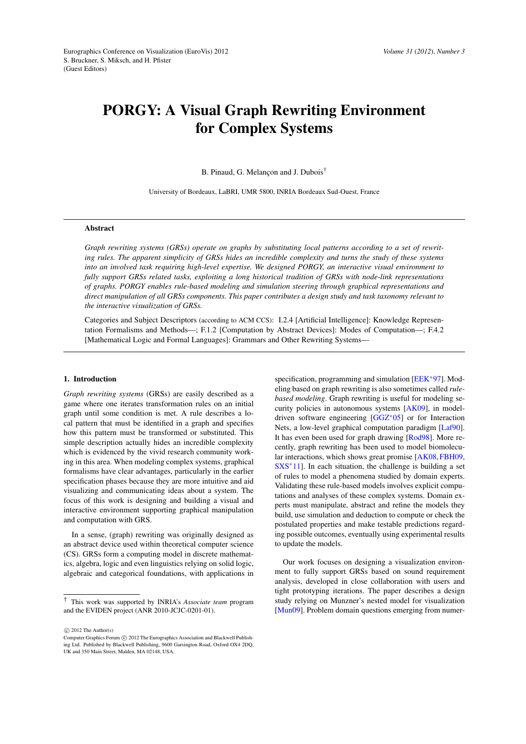# PORGY: A Visual Graph Rewriting Environment for Complex Systems

B. Pinaud, G. Melançon and J. Dubois[†]

University of Bordeaux, LaBRI, UMR 5800, INRIA Bordeaux Sud-Ouest, France

## Abstract

*Graph rewriting systems (GRSs) operate on graphs by substituting local patterns according to a set of rewriting rules. The apparent simplicity of GRSs hides an incredible complexity and turns the study of these systems into an involved task requiring high-level expertise. We designed PORGY, an interactive visual environment to fully support GRSs related tasks, exploiting a long historical tradition of GRSs with node-link representations of graphs. PORGY enables rule-based modeling and simulation steering through graphical representations and direct manipulation of all GRSs components. This paper contributes a design study and task taxonomy relevant to the interactive visualization of GRSs.*

Categories and Subject Descriptors (according to ACM CCS): I.2.4 [Artificial Intelligence]: Knowledge Representation Formalisms and Methods—; F.1.2 [Computation by Abstract Devices]: Modes of Computation—; F.4.2 [Mathematical Logic and Formal Languages]: Grammars and Other Rewriting Systems—

## 1. Introduction

*Graph rewriting systems* (GRSs) are easily described as a game where one iterates transformation rules on an initial graph until some condition is met. A rule describes a local pattern that must be identified in a graph and specifies how this pattern must be transformed or substituted. This simple description actually hides an incredible complexity which is evidenced by the vivid research community working in this area. When modeling complex systems, graphical formalisms have clear advantages, particularly in the earlier specification phases because they are more intuitive and aid visualizing and communicating ideas about a system. The focus of this work is designing and building a visual and interactive environment supporting graphical manipulation and computation with GRS.

In a sense, (graph) rewriting was originally designed as an abstract device used within theoretical computer science (CS). GRSs form a computing model in discrete mathematics, algebra, logic and even linguistics relying on solid logic, algebraic and categorical foundations, with applications in specification, programming and simulation [EEK*97]. Modeling based on graph rewriting is also sometimes called *rule-based modeling*. Graph rewriting is useful for modeling security policies in autonomous systems [AK09], in model-driven software engineering [GGZ*05] or for Interaction Nets, a low-level graphical computation paradigm [Laf90]. It has even been used for graph drawing [Rod98]. More recently, graph rewriting has been used to model biomolecular interactions, which shows great promise [AK08, FBH09, SXS*11]. In each situation, the challenge is building a set of rules to model a phenomena studied by domain experts. Validating these rule-based models involves explicit computations and analyses of these complex systems. Domain experts must manipulate, abstract and refine the models they build, use simulation and deduction to compute or check the postulated properties and make testable predictions regarding possible outcomes, eventually using experimental results to update the models.

Our work focuses on designing a visualization environment to fully support GRSs based on sound requirement analysis, developed in close collaboration with users and tight prototyping iterations. The paper describes a design study relying on Munzner's nested model for visualization [Mun09]. Problem domain questions emerging from numer-

[†] This work was supported by INRIA's *Associate team* program and the EVIDEN project (ANR 2010-JCJC-0201-01).

© 2012 The Author(s)
Computer Graphics Forum © 2012 The Eurographics Association and Blackwell Publishing Ltd. Published by Blackwell Publishing, 9600 Garsington Road, Oxford OX4 2DQ, UK and 350 Main Street, Malden, MA 02148, USA.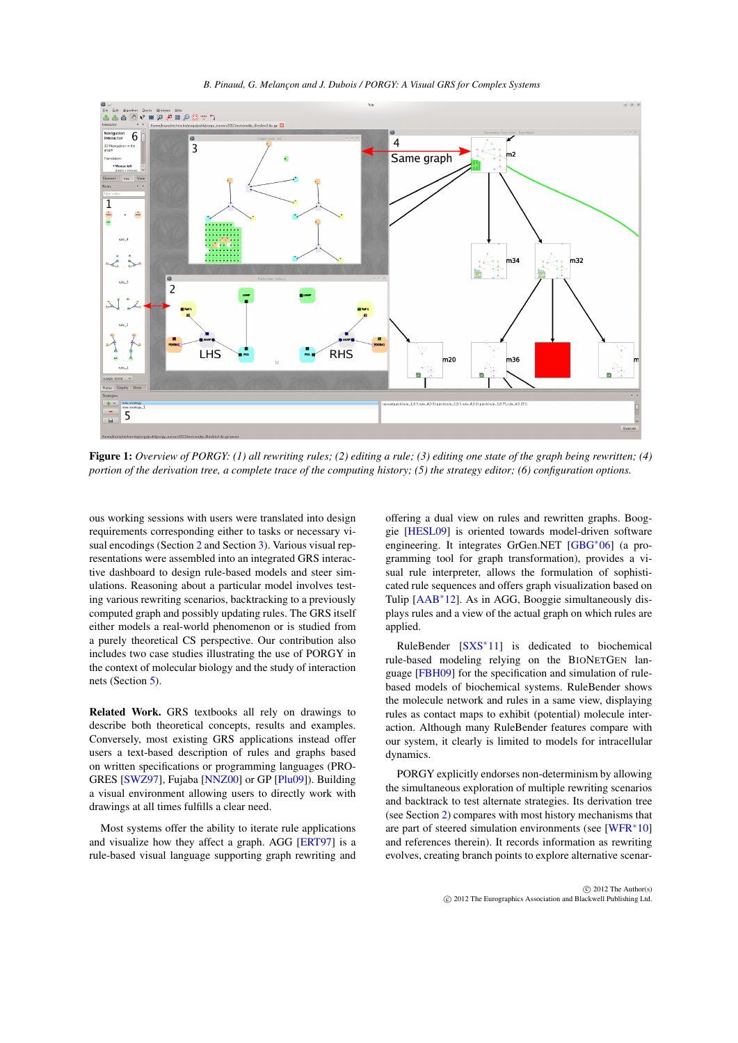**Figure 1:** *Overview of PORGY: (1) all rewriting rules; (2) editing a rule; (3) editing one state of the graph being rewritten; (4) portion of the derivation tree, a complete trace of the computing history; (5) the strategy editor; (6) configuration options.*

ous working sessions with users were translated into design requirements corresponding either to tasks or necessary visual encodings (Section 2 and Section 3). Various visual representations were assembled into an integrated GRS interactive dashboard to design rule-based models and steer simulations. Reasoning about a particular model involves testing various rewriting scenarios, backtracking to a previously computed graph and possibly updating rules. The GRS itself either models a real-world phenomenon or is studied from a purely theoretical CS perspective. Our contribution also includes two case studies illustrating the use of PORGY in the context of molecular biology and the study of interaction nets (Section 5).

**Related Work.** GRS textbooks all rely on drawings to describe both theoretical concepts, results and examples. Conversely, most existing GRS applications instead offer users a text-based description of rules and graphs based on written specifications or programming languages (PROGRES [SWZ97], Fujaba [NNZ00] or GP [Plu09]). Building a visual environment allowing users to directly work with drawings at all times fulfills a clear need.

Most systems offer the ability to iterate rule applications and visualize how they affect a graph. AGG [ERT97] is a rule-based visual language supporting graph rewriting and offering a dual view on rules and rewritten graphs. Booggie [HESL09] is oriented towards model-driven software engineering. It integrates GrGen.NET [GBG*06] (a programming tool for graph transformation), provides a visual rule interpreter, allows the formulation of sophisticated rule sequences and offers graph visualization based on Tulip [AAB*12]. As in AGG, Booggie simultaneously displays rules and a view of the actual graph on which rules are applied.

RuleBender [SXS*11] is dedicated to biochemical rule-based modeling relying on the BioNetGen language [FBH09] for the specification and simulation of rule-based models of biochemical systems. RuleBender shows the molecule network and rules in a same view, displaying rules as contact maps to exhibit (potential) molecule interaction. Although many RuleBender features compare with our system, it clearly is limited to models for intracellular dynamics.

PORGY explicitly endorses non-determinism by allowing the simultaneous exploration of multiple rewriting scenarios and backtrack to test alternate strategies. Its derivation tree (see Section 2) compares with most history mechanisms that are part of steered simulation environments (see [WFR*10] and references therein). It records information as rewriting evolves, creating branch points to explore alternative scenar-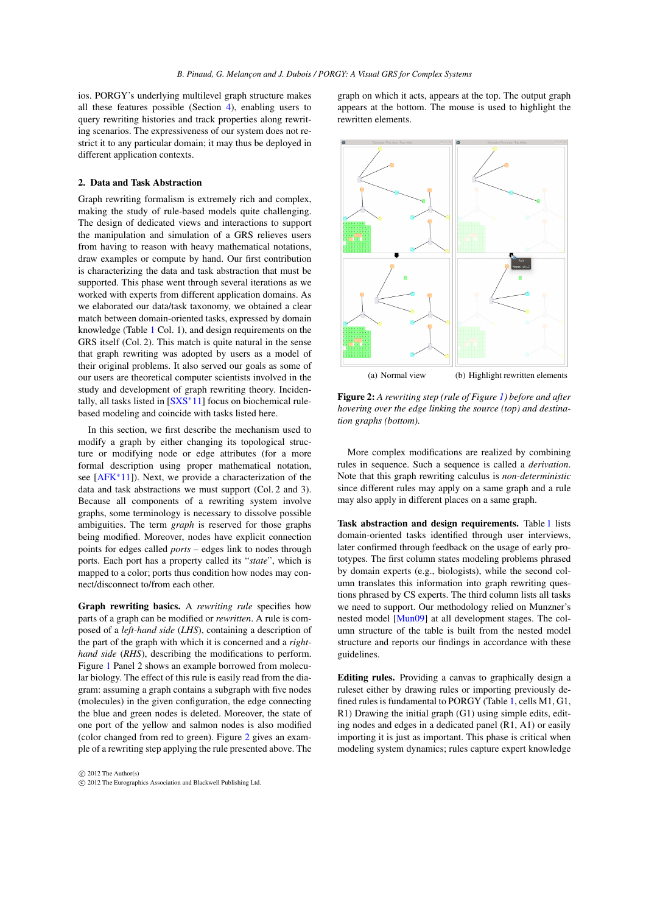ios. PORGY's underlying multilevel graph structure makes all these features possible (Section 4), enabling users to query rewriting histories and track properties along rewriting scenarios. The expressiveness of our system does not restrict it to any particular domain; it may thus be deployed in different application contexts.

## 2. Data and Task Abstraction

Graph rewriting formalism is extremely rich and complex, making the study of rule-based models quite challenging. The design of dedicated views and interactions to support the manipulation and simulation of a GRS relieves users from having to reason with heavy mathematical notations, draw examples or compute by hand. Our first contribution is characterizing the data and task abstraction that must be supported. This phase went through several iterations as we worked with experts from different application domains. As we elaborated our data/task taxonomy, we obtained a clear match between domain-oriented tasks, expressed by domain knowledge (Table 1 Col. 1), and design requirements on the GRS itself (Col. 2). This match is quite natural in the sense that graph rewriting was adopted by users as a model of their original problems. It also served our goals as some of our users are theoretical computer scientists involved in the study and development of graph rewriting theory. Incidentally, all tasks listed in [SXS*11] focus on biochemical rule-based modeling and coincide with tasks listed here.

In this section, we first describe the mechanism used to modify a graph by either changing its topological structure or modifying node or edge attributes (for a more formal description using proper mathematical notation, see [AFK*11]). Next, we provide a characterization of the data and task abstractions we must support (Col. 2 and 3). Because all components of a rewriting system involve graphs, some terminology is necessary to dissolve possible ambiguities. The term *graph* is reserved for those graphs being modified. Moreover, nodes have explicit connection points for edges called *ports* – edges link to nodes through ports. Each port has a property called its "*state*", which is mapped to a color; ports thus condition how nodes may connect/disconnect to/from each other.

**Graph rewriting basics.** A *rewriting rule* specifies how parts of a graph can be modified or *rewritten*. A rule is composed of a *left-hand side* (*LHS*), containing a description of the part of the graph with which it is concerned and a *right-hand side* (*RHS*), describing the modifications to perform. Figure 1 Panel 2 shows an example borrowed from molecular biology. The effect of this rule is easily read from the diagram: assuming a graph contains a subgraph with five nodes (molecules) in the given configuration, the edge connecting the blue and green nodes is deleted. Moreover, the state of one port of the yellow and salmon nodes is also modified (color changed from red to green). Figure 2 gives an example of a rewriting step applying the rule presented above. The graph on which it acts, appears at the top. The output graph appears at the bottom. The mouse is used to highlight the rewritten elements.

(a) Normal view (b) Highlight rewritten elements

**Figure 2:** *A rewriting step (rule of Figure 1) before and after hovering over the edge linking the source (top) and destination graphs (bottom).*

More complex modifications are realized by combining rules in sequence. Such a sequence is called a *derivation*. Note that this graph rewriting calculus is *non-deterministic* since different rules may apply on a same graph and a rule may also apply in different places on a same graph.

**Task abstraction and design requirements.** Table 1 lists domain-oriented tasks identified through user interviews, later confirmed through feedback on the usage of early prototypes. The first column states modeling problems phrased by domain experts (e.g., biologists), while the second column translates this information into graph rewriting questions phrased by CS experts. The third column lists all tasks we need to support. Our methodology relied on Munzner's nested model [Mun09] at all development stages. The column structure of the table is built from the nested model structure and reports our findings in accordance with these guidelines.

**Editing rules.** Providing a canvas to graphically design a ruleset either by drawing rules or importing previously defined rules is fundamental to PORGY (Table 1, cells M1, G1, R1) Drawing the initial graph (G1) using simple edits, editing nodes and edges in a dedicated panel (R1, A1) or easily importing it is just as important. This phase is critical when modeling system dynamics; rules capture expert knowledge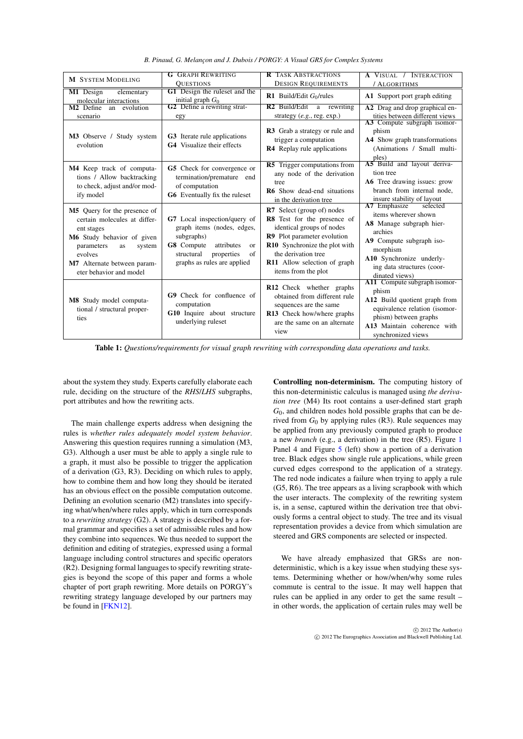| M System Modeling | G Graph Rewriting Questions | R Task Abstractions Design Requirements | A Visual / Interaction / Algorithms |
| --- | --- | --- | --- |
| **M1** Design elementary molecular interactions | **G1** Design the ruleset and the initial graph $G_0$ | **R1** Build/Edit $G_0$/rules | **A1** Support port graph editing |
| **M2** Define an evolution scenario | **G2** Define a rewriting strategy | **R2** Build/Edit a rewriting strategy (*e.g.*, reg. exp.) | **A2** Drag and drop graphical entities between different views |
| **M3** Observe / Study system evolution | **G3** Iterate rule applications<br>**G4** Visualize their effects | **R3** Grab a strategy or rule and trigger a computation<br>**R4** Replay rule applications | **A3** Compute subgraph isomorphism<br>**A4** Show graph transformations (Animations / Small multiples) |
| **M4** Keep track of computations / Allow backtracking to check, adjust and/or modify model | **G5** Check for convergence or termination/premature end of computation<br>**G6** Eventually fix the ruleset | **R5** Trigger computations from any node of the derivation tree<br>**R6** Show dead-end situations in the derivation tree | **A5** Build and layout derivation tree<br>**A6** Tree drawing issues: grow branch from internal node, insure stability of layout |
| **M5** Query for the presence of certain molecules at different stages<br>**M6** Study behavior of given parameters as system evolves<br>**M7** Alternate between parameter behavior and model | **G7** Local inspection/query of graph items (nodes, edges, subgraphs)<br>**G8** Compute attributes or structural properties of graphs as rules are applied | **R7** Select (group of) nodes<br>**R8** Test for the presence of identical groups of nodes<br>**R9** Plot parameter evolution<br>**R10** Synchronize the plot with the derivation tree<br>**R11** Allow selection of graph items from the plot | **A7** Emphasize selected items wherever shown<br>**A8** Manage subgraph hierarchies<br>**A9** Compute subgraph isomorphism<br>**A10** Synchronize underlying data structures (coordinated views) |
| **M8** Study model computational / structural properties | **G9** Check for confluence of computation<br>**G10** Inquire about structure underlying ruleset | **R12** Check whether graphs obtained from different rule sequences are the same<br>**R13** Check how/where graphs are the same on an alternate view | **A11** Compute subgraph isomorphism<br>**A12** Build quotient graph from equivalence relation (isomorphism) between graphs<br>**A13** Maintain coherence with synchronized views |

**Table 1:** *Questions/requirements for visual graph rewriting with corresponding data operations and tasks.*

about the system they study. Experts carefully elaborate each rule, deciding on the structure of the *RHS*/*LHS* subgraphs, port attributes and how the rewriting acts.

The main challenge experts address when designing the rules is *whether rules adequately model system behavior*. Answering this question requires running a simulation (M3, G3). Although a user must be able to apply a single rule to a graph, it must also be possible to trigger the application of a derivation (G3, R3). Deciding on which rules to apply, how to combine them and how long they should be iterated has an obvious effect on the possible computation outcome. Defining an evolution scenario (M2) translates into specifying what/when/where rules apply, which in turn corresponds to a *rewriting strategy* (G2). A strategy is described by a formal grammar and specifies a set of admissible rules and how they combine into sequences. We thus needed to support the definition and editing of strategies, expressed using a formal language including control structures and specific operators (R2). Designing formal languages to specify rewriting strategies is beyond the scope of this paper and forms a whole chapter of port graph rewriting. More details on PORGY's rewriting strategy language developed by our partners may be found in [FKN12].

**Controlling non-determinism.** The computing history of this non-deterministic calculus is managed using *the derivation tree* (M4) Its root contains a user-defined start graph $G_0$, and children nodes hold possible graphs that can be derived from $G_0$ by applying rules (R3). Rule sequences may be applied from any previously computed graph to produce a new *branch* (e.g., a derivation) in the tree (R5). Figure 1 Panel 4 and Figure 5 (left) show a portion of a derivation tree. Black edges show single rule applications, while green curved edges correspond to the application of a strategy. The red node indicates a failure when trying to apply a rule (G5, R6). The tree appears as a living scrapbook with which the user interacts. The complexity of the rewriting system is, in a sense, captured within the derivation tree that obviously forms a central object to study. The tree and its visual representation provides a device from which simulation are steered and GRS components are selected or inspected.

We have already emphasized that GRSs are non-deterministic, which is a key issue when studying these systems. Determining whether or how/when/why some rules commute is central to the issue. It may well happen that rules can be applied in any order to get the same result – in other words, the application of certain rules may well be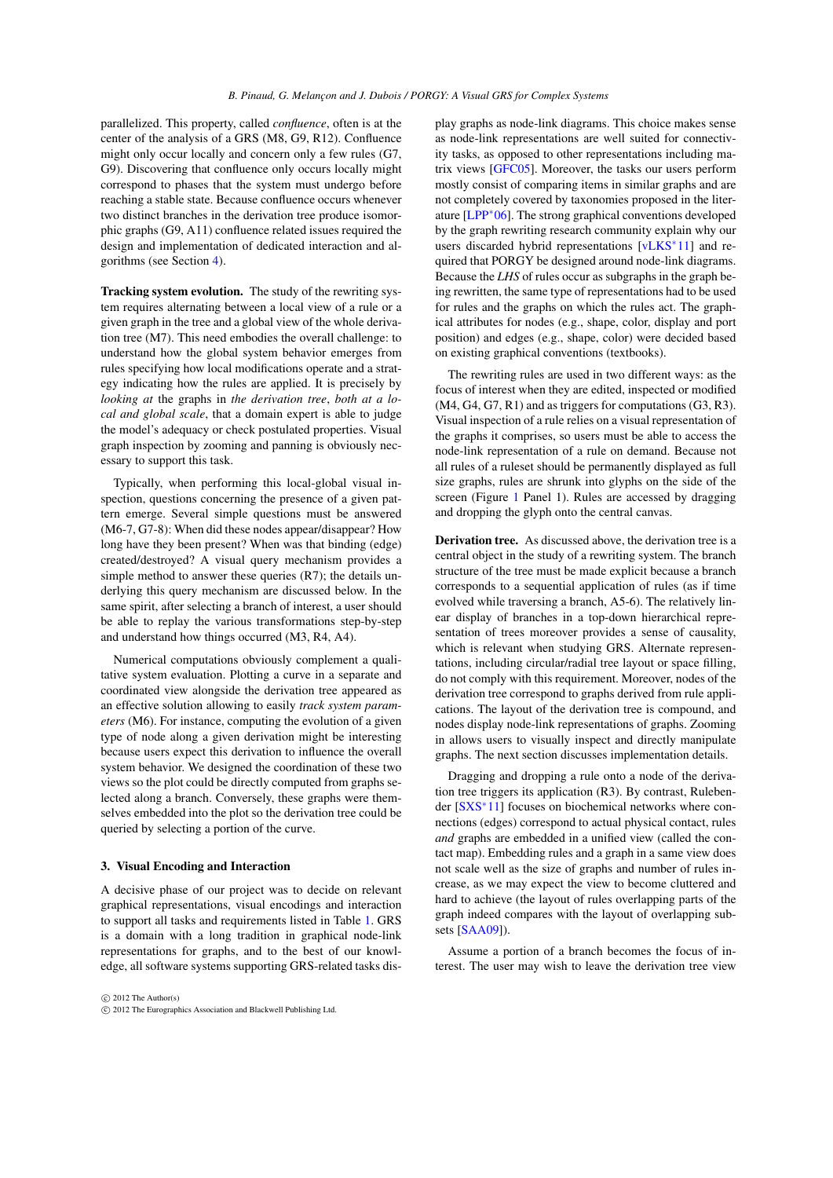parallelized. This property, called *confluence*, often is at the center of the analysis of a GRS (M8, G9, R12). Confluence might only occur locally and concern only a few rules (G7, G9). Discovering that confluence only occurs locally might correspond to phases that the system must undergo before reaching a stable state. Because confluence occurs whenever two distinct branches in the derivation tree produce isomorphic graphs (G9, A11) confluence related issues required the design and implementation of dedicated interaction and algorithms (see Section 4).

**Tracking system evolution.** The study of the rewriting system requires alternating between a local view of a rule or a given graph in the tree and a global view of the whole derivation tree (M7). This need embodies the overall challenge: to understand how the global system behavior emerges from rules specifying how local modifications operate and a strategy indicating how the rules are applied. It is precisely by *looking at* the graphs in *the derivation tree*, *both at a local and global scale*, that a domain expert is able to judge the model's adequacy or check postulated properties. Visual graph inspection by zooming and panning is obviously necessary to support this task.

Typically, when performing this local-global visual inspection, questions concerning the presence of a given pattern emerge. Several simple questions must be answered (M6-7, G7-8): When did these nodes appear/disappear? How long have they been present? When was that binding (edge) created/destroyed? A visual query mechanism provides a simple method to answer these queries (R7); the details underlying this query mechanism are discussed below. In the same spirit, after selecting a branch of interest, a user should be able to replay the various transformations step-by-step and understand how things occurred (M3, R4, A4).

Numerical computations obviously complement a qualitative system evaluation. Plotting a curve in a separate and coordinated view alongside the derivation tree appeared as an effective solution allowing to easily *track system parameters* (M6). For instance, computing the evolution of a given type of node along a given derivation might be interesting because users expect this derivation to influence the overall system behavior. We designed the coordination of these two views so the plot could be directly computed from graphs selected along a branch. Conversely, these graphs were themselves embedded into the plot so the derivation tree could be queried by selecting a portion of the curve.

## 3. Visual Encoding and Interaction

A decisive phase of our project was to decide on relevant graphical representations, visual encodings and interaction to support all tasks and requirements listed in Table 1. GRS is a domain with a long tradition in graphical node-link representations for graphs, and to the best of our knowledge, all software systems supporting GRS-related tasks display graphs as node-link diagrams. This choice makes sense as node-link representations are well suited for connectivity tasks, as opposed to other representations including matrix views [GFC05]. Moreover, the tasks our users perform mostly consist of comparing items in similar graphs and are not completely covered by taxonomies proposed in the literature [LPP*06]. The strong graphical conventions developed by the graph rewriting research community explain why our users discarded hybrid representations [vLKS*11] and required that PORGY be designed around node-link diagrams. Because the *LHS* of rules occur as subgraphs in the graph being rewritten, the same type of representations had to be used for rules and the graphs on which the rules act. The graphical attributes for nodes (e.g., shape, color, display and port position) and edges (e.g., shape, color) were decided based on existing graphical conventions (textbooks).

The rewriting rules are used in two different ways: as the focus of interest when they are edited, inspected or modified (M4, G4, G7, R1) and as triggers for computations (G3, R3). Visual inspection of a rule relies on a visual representation of the graphs it comprises, so users must be able to access the node-link representation of a rule on demand. Because not all rules of a ruleset should be permanently displayed as full size graphs, rules are shrunk into glyphs on the side of the screen (Figure 1 Panel 1). Rules are accessed by dragging and dropping the glyph onto the central canvas.

**Derivation tree.** As discussed above, the derivation tree is a central object in the study of a rewriting system. The branch structure of the tree must be made explicit because a branch corresponds to a sequential application of rules (as if time evolved while traversing a branch, A5-6). The relatively linear display of branches in a top-down hierarchical representation of trees moreover provides a sense of causality, which is relevant when studying GRS. Alternate representations, including circular/radial tree layout or space filling, do not comply with this requirement. Moreover, nodes of the derivation tree correspond to graphs derived from rule applications. The layout of the derivation tree is compound, and nodes display node-link representations of graphs. Zooming in allows users to visually inspect and directly manipulate graphs. The next section discusses implementation details.

Dragging and dropping a rule onto a node of the derivation tree triggers its application (R3). By contrast, Rulebender [SXS*11] focuses on biochemical networks where connections (edges) correspond to actual physical contact, rules *and* graphs are embedded in a unified view (called the contact map). Embedding rules and a graph in a same view does not scale well as the size of graphs and number of rules increase, as we may expect the view to become cluttered and hard to achieve (the layout of rules overlapping parts of the graph indeed compares with the layout of overlapping subsets [SAA09]).

Assume a portion of a branch becomes the focus of interest. The user may wish to leave the derivation tree view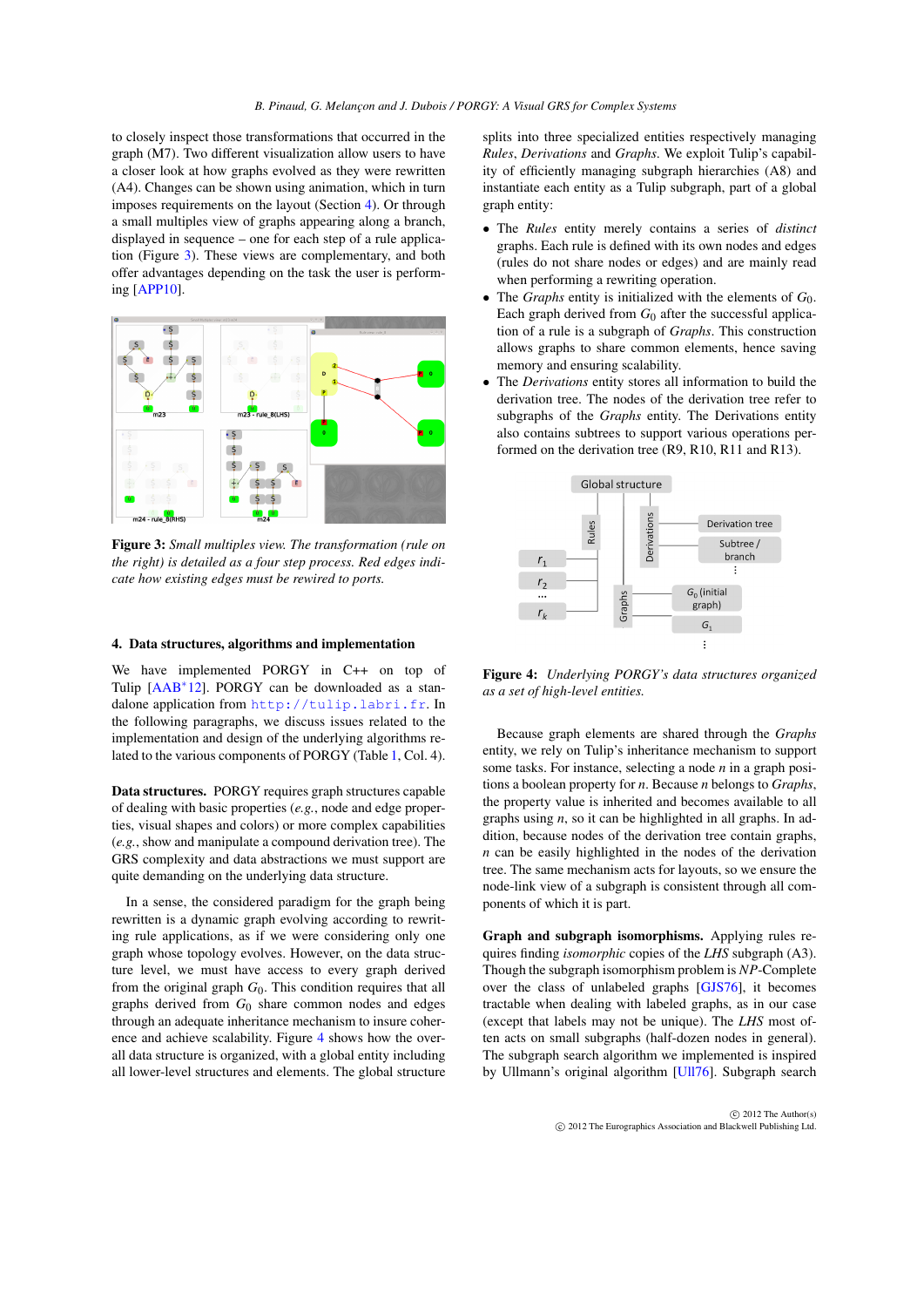to closely inspect those transformations that occurred in the graph (M7). Two different visualization allow users to have a closer look at how graphs evolved as they were rewritten (A4). Changes can be shown using animation, which in turn imposes requirements on the layout (Section 4). Or through a small multiples view of graphs appearing along a branch, displayed in sequence – one for each step of a rule application (Figure 3). These views are complementary, and both offer advantages depending on the task the user is performing [APP10].

**Figure 3:** *Small multiples view. The transformation (rule on the right) is detailed as a four step process. Red edges indicate how existing edges must be rewired to ports.*

## 4. Data structures, algorithms and implementation

We have implemented PORGY in C++ on top of Tulip [AAB+12]. PORGY can be downloaded as a standalone application from http://tulip.labri.fr. In the following paragraphs, we discuss issues related to the implementation and design of the underlying algorithms related to the various components of PORGY (Table 1, Col. 4).

**Data structures.** PORGY requires graph structures capable of dealing with basic properties (*e.g.*, node and edge properties, visual shapes and colors) or more complex capabilities (*e.g.*, show and manipulate a compound derivation tree). The GRS complexity and data abstractions we must support are quite demanding on the underlying data structure.

In a sense, the considered paradigm for the graph being rewritten is a dynamic graph evolving according to rewriting rule applications, as if we were considering only one graph whose topology evolves. However, on the data structure level, we must have access to every graph derived from the original graph $G_0$. This condition requires that all graphs derived from $G_0$ share common nodes and edges through an adequate inheritance mechanism to insure coherence and achieve scalability. Figure 4 shows how the overall data structure is organized, with a global entity including all lower-level structures and elements. The global structure splits into three specialized entities respectively managing *Rules*, *Derivations* and *Graphs*. We exploit Tulip's capability of efficiently managing subgraph hierarchies (A8) and instantiate each entity as a Tulip subgraph, part of a global graph entity:

- The *Rules* entity merely contains a series of *distinct* graphs. Each rule is defined with its own nodes and edges (rules do not share nodes or edges) and are mainly read when performing a rewriting operation.
- The *Graphs* entity is initialized with the elements of $G_0$. Each graph derived from $G_0$ after the successful application of a rule is a subgraph of *Graphs*. This construction allows graphs to share common elements, hence saving memory and ensuring scalability.
- The *Derivations* entity stores all information to build the derivation tree. The nodes of the derivation tree refer to subgraphs of the *Graphs* entity. The Derivations entity also contains subtrees to support various operations performed on the derivation tree (R9, R10, R11 and R13).

**Figure 4:** *Underlying PORGY's data structures organized as a set of high-level entities.*

Because graph elements are shared through the *Graphs* entity, we rely on Tulip's inheritance mechanism to support some tasks. For instance, selecting a node *n* in a graph positions a boolean property for *n*. Because *n* belongs to *Graphs*, the property value is inherited and becomes available to all graphs using *n*, so it can be highlighted in all graphs. In addition, because nodes of the derivation tree contain graphs, *n* can be easily highlighted in the nodes of the derivation tree. The same mechanism acts for layouts, so we ensure the node-link view of a subgraph is consistent through all components of which it is part.

**Graph and subgraph isomorphisms.** Applying rules requires finding *isomorphic* copies of the *LHS* subgraph (A3). Though the subgraph isomorphism problem is *NP*-Complete over the class of unlabeled graphs [GJS76], it becomes tractable when dealing with labeled graphs, as in our case (except that labels may not be unique). The *LHS* most often acts on small subgraphs (half-dozen nodes in general). The subgraph search algorithm we implemented is inspired by Ullmann's original algorithm [Ull76]. Subgraph search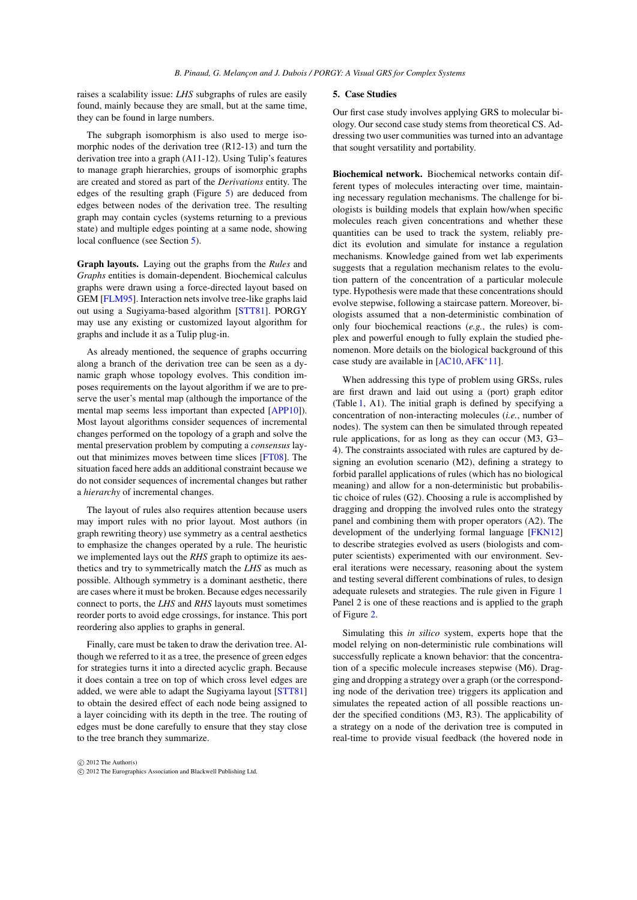raises a scalability issue: *LHS* subgraphs of rules are easily found, mainly because they are small, but at the same time, they can be found in large numbers.

The subgraph isomorphism is also used to merge isomorphic nodes of the derivation tree (R12-13) and turn the derivation tree into a graph (A11-12). Using Tulip's features to manage graph hierarchies, groups of isomorphic graphs are created and stored as part of the *Derivations* entity. The edges of the resulting graph (Figure 5) are deduced from edges between nodes of the derivation tree. The resulting graph may contain cycles (systems returning to a previous state) and multiple edges pointing at a same node, showing local confluence (see Section 5).

**Graph layouts.** Laying out the graphs from the *Rules* and *Graphs* entities is domain-dependent. Biochemical calculus graphs were drawn using a force-directed layout based on GEM [FLM95]. Interaction nets involve tree-like graphs laid out using a Sugiyama-based algorithm [STT81]. PORGY may use any existing or customized layout algorithm for graphs and include it as a Tulip plug-in.

As already mentioned, the sequence of graphs occurring along a branch of the derivation tree can be seen as a dynamic graph whose topology evolves. This condition imposes requirements on the layout algorithm if we are to preserve the user's mental map (although the importance of the mental map seems less important than expected [APP10]). Most layout algorithms consider sequences of incremental changes performed on the topology of a graph and solve the mental preservation problem by computing a *consensus* layout that minimizes moves between time slices [FT08]. The situation faced here adds an additional constraint because we do not consider sequences of incremental changes but rather a *hierarchy* of incremental changes.

The layout of rules also requires attention because users may import rules with no prior layout. Most authors (in graph rewriting theory) use symmetry as a central aesthetics to emphasize the changes operated by a rule. The heuristic we implemented lays out the *RHS* graph to optimize its aesthetics and try to symmetrically match the *LHS* as much as possible. Although symmetry is a dominant aesthetic, there are cases where it must be broken. Because edges necessarily connect to ports, the *LHS* and *RHS* layouts must sometimes reorder ports to avoid edge crossings, for instance. This port reordering also applies to graphs in general.

Finally, care must be taken to draw the derivation tree. Although we referred to it as a tree, the presence of green edges for strategies turns it into a directed acyclic graph. Because it does contain a tree on top of which cross level edges are added, we were able to adapt the Sugiyama layout [STT81] to obtain the desired effect of each node being assigned to a layer coinciding with its depth in the tree. The routing of edges must be done carefully to ensure that they stay close to the tree branch they summarize.

## 5. Case Studies

Our first case study involves applying GRS to molecular biology. Our second case study stems from theoretical CS. Addressing two user communities was turned into an advantage that sought versatility and portability.

**Biochemical network.** Biochemical networks contain different types of molecules interacting over time, maintaining necessary regulation mechanisms. The challenge for biologists is building models that explain how/when specific molecules reach given concentrations and whether these quantities can be used to track the system, reliably predict its evolution and simulate for instance a regulation mechanisms. Knowledge gained from wet lab experiments suggests that a regulation mechanism relates to the evolution pattern of the concentration of a particular molecule type. Hypothesis were made that these concentrations should evolve stepwise, following a staircase pattern. Moreover, biologists assumed that a non-deterministic combination of only four biochemical reactions (*e.g.*, the rules) is complex and powerful enough to fully explain the studied phenomenon. More details on the biological background of this case study are available in [AC10, AFK*11].

When addressing this type of problem using GRSs, rules are first drawn and laid out using a (port) graph editor (Table 1, A1). The initial graph is defined by specifying a concentration of non-interacting molecules (*i.e.*, number of nodes). The system can then be simulated through repeated rule applications, for as long as they can occur (M3, G3–4). The constraints associated with rules are captured by designing an evolution scenario (M2), defining a strategy to forbid parallel applications of rules (which has no biological meaning) and allow for a non-deterministic but probabilistic choice of rules (G2). Choosing a rule is accomplished by dragging and dropping the involved rules onto the strategy panel and combining them with proper operators (A2). The development of the underlying formal language [FKN12] to describe strategies evolved as users (biologists and computer scientists) experimented with our environment. Several iterations were necessary, reasoning about the system and testing several different combinations of rules, to design adequate rulesets and strategies. The rule given in Figure 1 Panel 2 is one of these reactions and is applied to the graph of Figure 2.

Simulating this *in silico* system, experts hope that the model relying on non-deterministic rule combinations will successfully replicate a known behavior: that the concentration of a specific molecule increases stepwise (M6). Dragging and dropping a strategy over a graph (or the corresponding node of the derivation tree) triggers its application and simulates the repeated action of all possible reactions under the specified conditions (M3, R3). The applicability of a strategy on a node of the derivation tree is computed in real-time to provide visual feedback (the hovered node in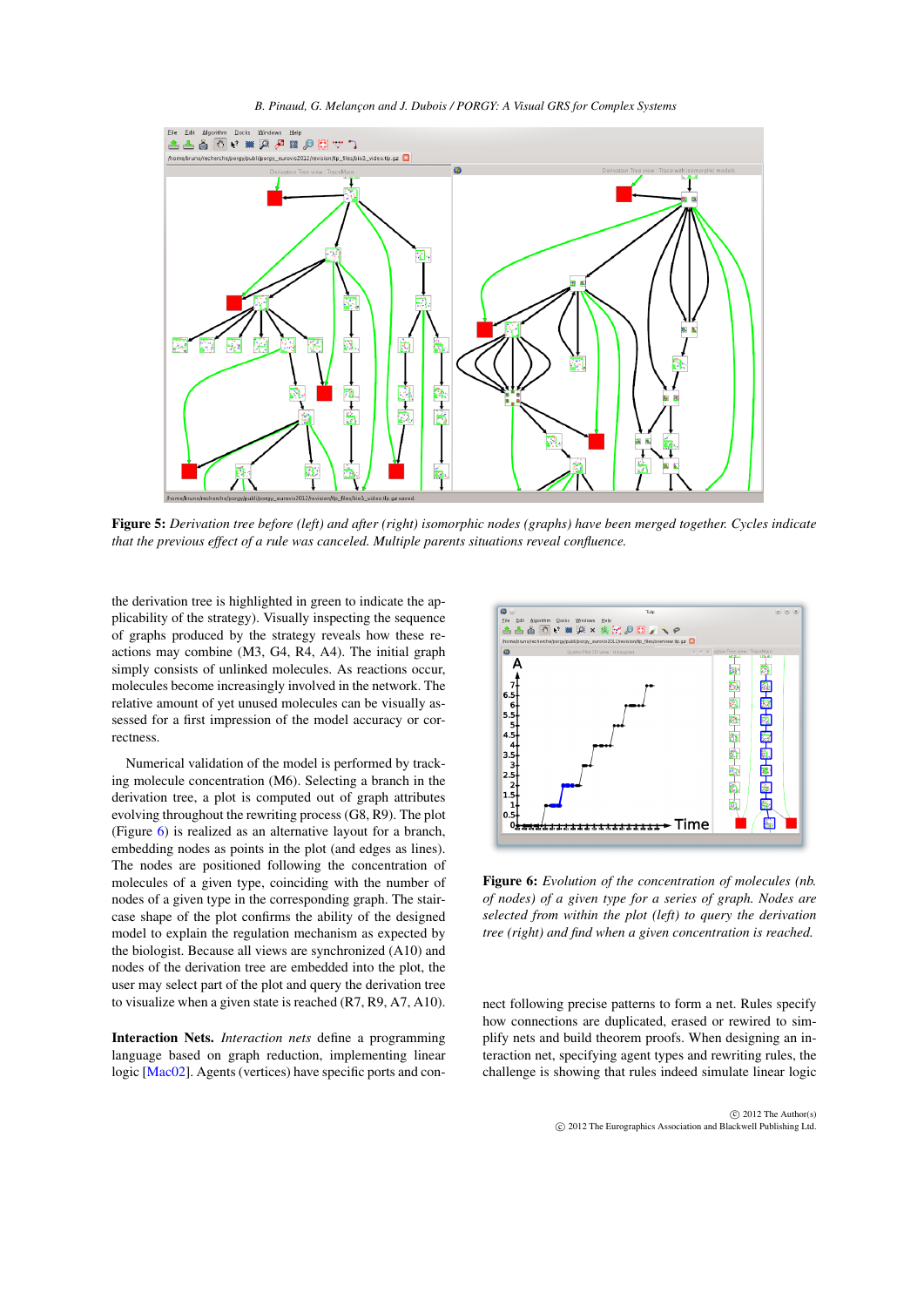**Figure 5:** *Derivation tree before (left) and after (right) isomorphic nodes (graphs) have been merged together. Cycles indicate that the previous effect of a rule was canceled. Multiple parents situations reveal confluence.*

the derivation tree is highlighted in green to indicate the applicability of the strategy). Visually inspecting the sequence of graphs produced by the strategy reveals how these reactions may combine (M3, G4, R4, A4). The initial graph simply consists of unlinked molecules. As reactions occur, molecules become increasingly involved in the network. The relative amount of yet unused molecules can be visually assessed for a first impression of the model accuracy or correctness.

Numerical validation of the model is performed by tracking molecule concentration (M6). Selecting a branch in the derivation tree, a plot is computed out of graph attributes evolving throughout the rewriting process (G8, R9). The plot (Figure 6) is realized as an alternative layout for a branch, embedding nodes as points in the plot (and edges as lines). The nodes are positioned following the concentration of molecules of a given type, coinciding with the number of nodes of a given type in the corresponding graph. The staircase shape of the plot confirms the ability of the designed model to explain the regulation mechanism as expected by the biologist. Because all views are synchronized (A10) and nodes of the derivation tree are embedded into the plot, the user may select part of the plot and query the derivation tree to visualize when a given state is reached (R7, R9, A7, A10).

**Interaction Nets.** *Interaction nets* define a programming language based on graph reduction, implementing linear logic [Mac02]. Agents (vertices) have specific ports and connect following precise patterns to form a net. Rules specify how connections are duplicated, erased or rewired to simplify nets and build theorem proofs. When designing an interaction net, specifying agent types and rewriting rules, the challenge is showing that rules indeed simulate linear logic

**Figure 6:** *Evolution of the concentration of molecules (nb. of nodes) of a given type for a series of graph. Nodes are selected from within the plot (left) to query the derivation tree (right) and find when a given concentration is reached.*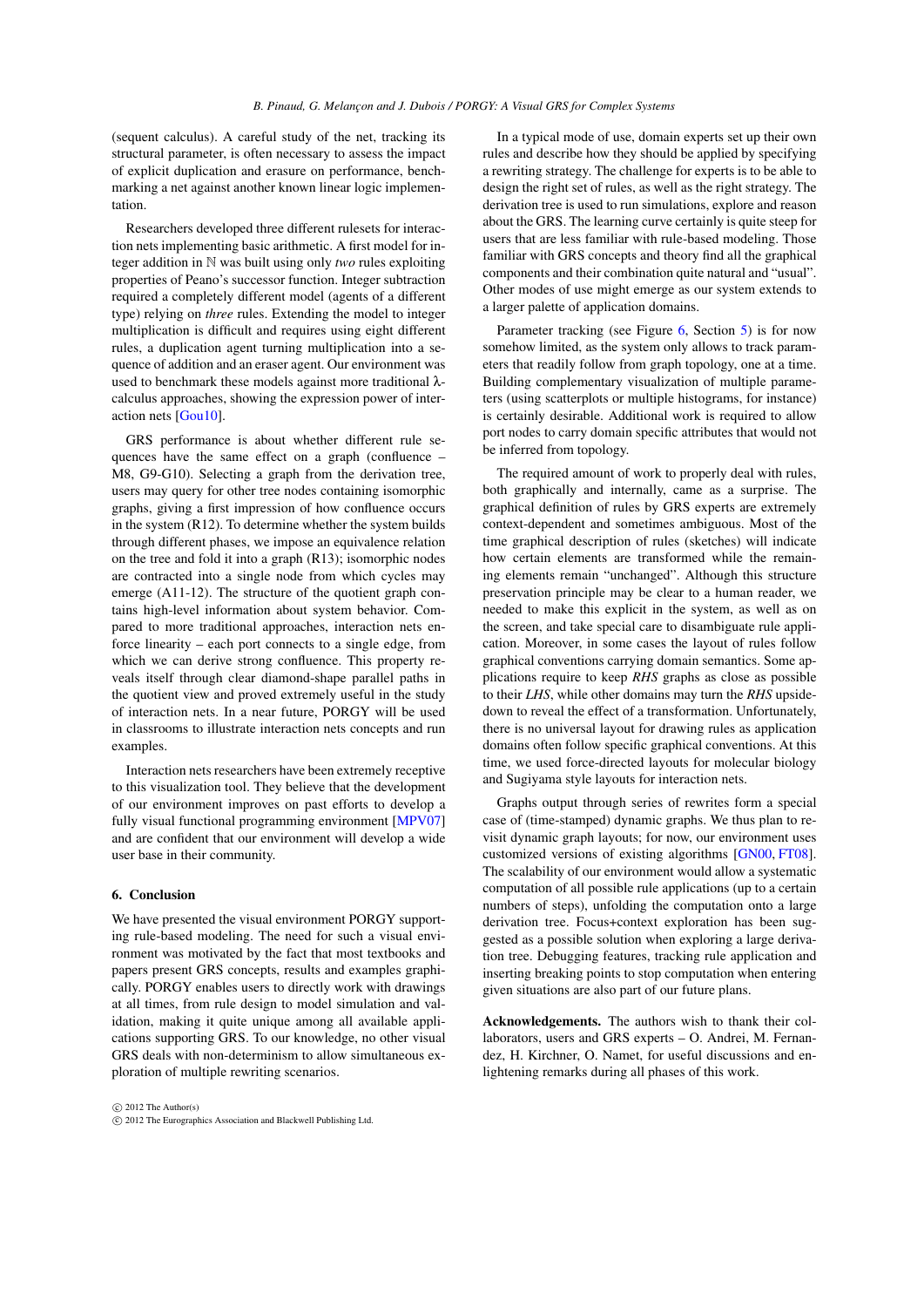(sequent calculus). A careful study of the net, tracking its structural parameter, is often necessary to assess the impact of explicit duplication and erasure on performance, benchmarking a net against another known linear logic implementation.

Researchers developed three different rulesets for interaction nets implementing basic arithmetic. A first model for integer addition in $\mathbb{N}$ was built using only *two* rules exploiting properties of Peano's successor function. Integer subtraction required a completely different model (agents of a different type) relying on *three* rules. Extending the model to integer multiplication is difficult and requires using eight different rules, a duplication agent turning multiplication into a sequence of addition and an eraser agent. Our environment was used to benchmark these models against more traditional λ-calculus approaches, showing the expression power of interaction nets [Gou10].

GRS performance is about whether different rule sequences have the same effect on a graph (confluence – M8, G9-G10). Selecting a graph from the derivation tree, users may query for other tree nodes containing isomorphic graphs, giving a first impression of how confluence occurs in the system (R12). To determine whether the system builds through different phases, we impose an equivalence relation on the tree and fold it into a graph (R13); isomorphic nodes are contracted into a single node from which cycles may emerge (A11-12). The structure of the quotient graph contains high-level information about system behavior. Compared to more traditional approaches, interaction nets enforce linearity – each port connects to a single edge, from which we can derive strong confluence. This property reveals itself through clear diamond-shape parallel paths in the quotient view and proved extremely useful in the study of interaction nets. In a near future, PORGY will be used in classrooms to illustrate interaction nets concepts and run examples.

Interaction nets researchers have been extremely receptive to this visualization tool. They believe that the development of our environment improves on past efforts to develop a fully visual functional programming environment [MPV07] and are confident that our environment will develop a wide user base in their community.

## 6. Conclusion

We have presented the visual environment PORGY supporting rule-based modeling. The need for such a visual environment was motivated by the fact that most textbooks and papers present GRS concepts, results and examples graphically. PORGY enables users to directly work with drawings at all times, from rule design to model simulation and validation, making it quite unique among all available applications supporting GRS. To our knowledge, no other visual GRS deals with non-determinism to allow simultaneous exploration of multiple rewriting scenarios.

In a typical mode of use, domain experts set up their own rules and describe how they should be applied by specifying a rewriting strategy. The challenge for experts is to be able to design the right set of rules, as well as the right strategy. The derivation tree is used to run simulations, explore and reason about the GRS. The learning curve certainly is quite steep for users that are less familiar with rule-based modeling. Those familiar with GRS concepts and theory find all the graphical components and their combination quite natural and "usual". Other modes of use might emerge as our system extends to a larger palette of application domains.

Parameter tracking (see Figure 6, Section 5) is for now somehow limited, as the system only allows to track parameters that readily follow from graph topology, one at a time. Building complementary visualization of multiple parameters (using scatterplots or multiple histograms, for instance) is certainly desirable. Additional work is required to allow port nodes to carry domain specific attributes that would not be inferred from topology.

The required amount of work to properly deal with rules, both graphically and internally, came as a surprise. The graphical definition of rules by GRS experts are extremely context-dependent and sometimes ambiguous. Most of the time graphical description of rules (sketches) will indicate how certain elements are transformed while the remaining elements remain "unchanged". Although this structure preservation principle may be clear to a human reader, we needed to make this explicit in the system, as well as on the screen, and take special care to disambiguate rule application. Moreover, in some cases the layout of rules follow graphical conventions carrying domain semantics. Some applications require to keep *RHS* graphs as close as possible to their *LHS*, while other domains may turn the *RHS* upside-down to reveal the effect of a transformation. Unfortunately, there is no universal layout for drawing rules as application domains often follow specific graphical conventions. At this time, we used force-directed layouts for molecular biology and Sugiyama style layouts for interaction nets.

Graphs output through series of rewrites form a special case of (time-stamped) dynamic graphs. We thus plan to revisit dynamic graph layouts; for now, our environment uses customized versions of existing algorithms [GN00, FT08]. The scalability of our environment would allow a systematic computation of all possible rule applications (up to a certain numbers of steps), unfolding the computation onto a large derivation tree. Focus+context exploration has been suggested as a possible solution when exploring a large derivation tree. Debugging features, tracking rule application and inserting breaking points to stop computation when entering given situations are also part of our future plans.

**Acknowledgements.** The authors wish to thank their collaborators, users and GRS experts – O. Andrei, M. Fernandez, H. Kirchner, O. Namet, for useful discussions and enlightening remarks during all phases of this work.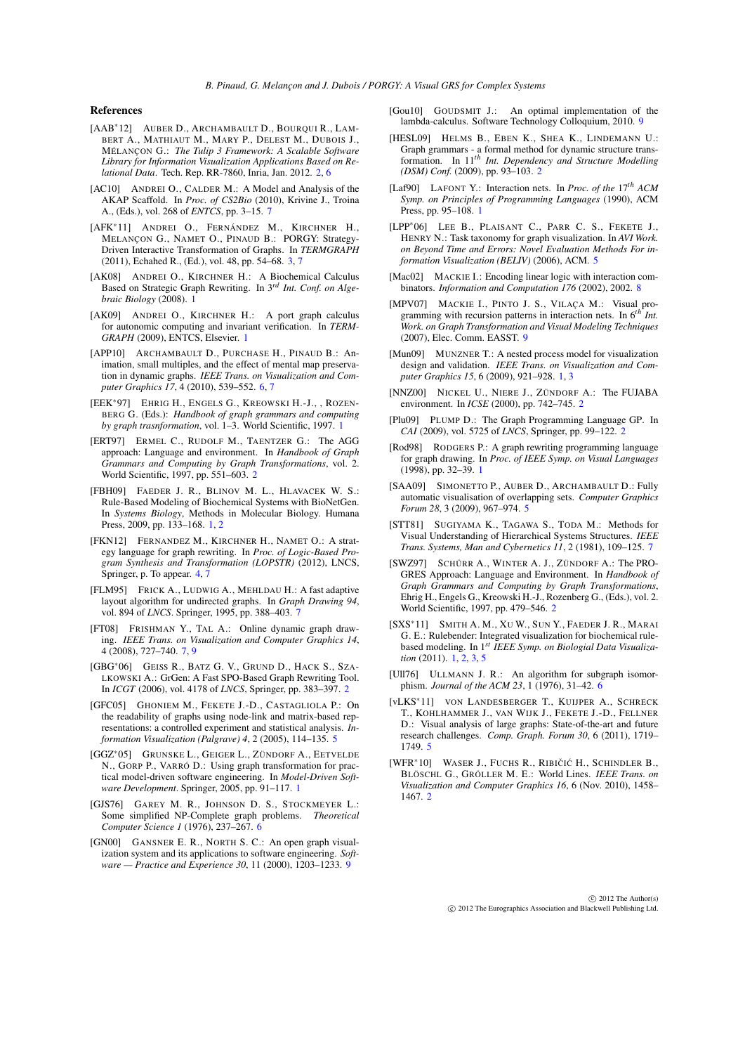## References

[AAB*12] AUBER D., ARCHAMBAULT D., BOURQUI R., LAMBERT A., MATHIAUT M., MARY P., DELEST M., DUBOIS J., MÉLANÇON G.: *The Tulip 3 Framework: A Scalable Software Library for Information Visualization Applications Based on Relational Data*. Tech. Rep. RR-7860, Inria, Jan. 2012. 2, 6

[AC10] ANDREI O., CALDER M.: A Model and Analysis of the AKAP Scaffold. In *Proc. of CS2Bio* (2010), Krivine J., Troina A., (Eds.), vol. 268 of *ENTCS*, pp. 3–15. 7

[AFK*11] ANDREI O., FERNÁNDEZ M., KIRCHNER H., MELANÇON G., NAMET O., PINAUD B.: PORGY: Strategy-Driven Interactive Transformation of Graphs. In *TERMGRAPH* (2011), Echahed R., (Ed.), vol. 48, pp. 54–68. 3, 7

[AK08] ANDREI O., KIRCHNER H.: A Biochemical Calculus Based on Strategic Graph Rewriting. In *3rd Int. Conf. on Algebraic Biology* (2008). 1

[AK09] ANDREI O., KIRCHNER H.: A port graph calculus for autonomic computing and invariant verification. In *TERMGRAPH* (2009), ENTCS, Elsevier. 1

[APP10] ARCHAMBAULT D., PURCHASE H., PINAUD B.: Animation, small multiples, and the effect of mental map preservation in dynamic graphs. *IEEE Trans. on Visualization and Computer Graphics 17*, 4 (2010), 539–552. 6, 7

[EEK*97] EHRIG H., ENGELS G., KREOWSKI H.-J., , ROZENBERG G. (Eds.): *Handbook of graph grammars and computing by graph trasnformation*, vol. 1–3. World Scientific, 1997. 1

[ERT97] ERMEL C., RUDOLF M., TAENTZER G.: The AGG approach: Language and environment. In *Handbook of Graph Grammars and Computing by Graph Transformations*, vol. 2. World Scientific, 1997, pp. 551–603. 2

[FBH09] FAEDER J. R., BLINOV M. L., HLAVACEK W. S.: Rule-Based Modeling of Biochemical Systems with BioNetGen. In *Systems Biology*, Methods in Molecular Biology. Humana Press, 2009, pp. 133–168. 1, 2

[FKN12] FERNANDEZ M., KIRCHNER H., NAMET O.: A strategy language for graph rewriting. In *Proc. of Logic-Based Program Synthesis and Transformation (LOPSTR)* (2012), LNCS, Springer, p. To appear. 4, 7

[FLM95] FRICK A., LUDWIG A., MEHLDAU H.: A fast adaptive layout algorithm for undirected graphs. In *Graph Drawing 94*, vol. 894 of *LNCS*. Springer, 1995, pp. 388–403. 7

[FT08] FRISHMAN Y., TAL A.: Online dynamic graph drawing. *IEEE Trans. on Visualization and Computer Graphics 14*, 4 (2008), 727–740. 7, 9

[GBG*06] GEISS R., BATZ G. V., GRUND D., HACK S., SZALKOWSKI A.: GrGen: A Fast SPO-Based Graph Rewriting Tool. In *ICGT* (2006), vol. 4178 of *LNCS*, Springer, pp. 383–397. 2

[GFC05] GHONIEM M., FEKETE J.-D., CASTAGLIOLA P.: On the readability of graphs using node-link and matrix-based representations: a controlled experiment and statistical analysis. *Information Visualization (Palgrave) 4*, 2 (2005), 114–135. 5

[GGZ*05] GRUNSKE L., GEIGER L., ZÜNDORF A., EETVELDE N., GORP P., VARRÓ D.: Using graph transformation for practical model-driven software engineering. In *Model-Driven Software Development*. Springer, 2005, pp. 91–117. 1

[GJS76] GAREY M. R., JOHNSON D. S., STOCKMEYER L.: Some simplified NP-Complete graph problems. *Theoretical Computer Science 1* (1976), 237–267. 6

[GN00] GANSNER E. R., NORTH S. C.: An open graph visualization system and its applications to software engineering. *Software — Practice and Experience 30*, 11 (2000), 1203–1233. 9

[Gou10] GOUDSMIT J.: An optimal implementation of the lambda-calculus. Software Technology Colloquium, 2010. 9

[HESL09] HELMS B., EBEN K., SHEA K., LINDEMANN U.: Graph grammars - a formal method for dynamic structure transformation. In *11th Int. Dependency and Structure Modelling (DSM) Conf.* (2009), pp. 93–103. 2

[Laf90] LAFONT Y.: Interaction nets. In *Proc. of the 17th ACM Symp. on Principles of Programming Languages* (1990), ACM Press, pp. 95–108. 1

[LPP*06] LEE B., PLAISANT C., PARR C. S., FEKETE J., HENRY N.: Task taxonomy for graph visualization. In *AVI Work. on Beyond Time and Errors: Novel Evaluation Methods For information Visualization (BELIV)* (2006), ACM. 5

[Mac02] MACKIE I.: Encoding linear logic with interaction combinators. *Information and Computation 176* (2002), 2002. 8

[MPV07] MACKIE I., PINTO J. S., VILAÇA M.: Visual programming with recursion patterns in interaction nets. In *6th Int. Work. on Graph Transformation and Visual Modeling Techniques* (2007), Elec. Comm. EASST. 9

[Mun09] MUNZNER T.: A nested process model for visualization design and validation. *IEEE Trans. on Visualization and Computer Graphics 15*, 6 (2009), 921–928. 1, 3

[NNZ00] NICKEL U., NIERE J., ZÜNDORF A.: The FUJABA environment. In *ICSE* (2000), pp. 742–745. 2

[Plu09] PLUMP D.: The Graph Programming Language GP. In *CAI* (2009), vol. 5725 of *LNCS*, Springer, pp. 99–122. 2

[Rod98] RODGERS P.: A graph rewriting programming language for graph drawing. In *Proc. of IEEE Symp. on Visual Languages* (1998), pp. 32–39. 1

[SAA09] SIMONETTO P., AUBER D., ARCHAMBAULT D.: Fully automatic visualisation of overlapping sets. *Computer Graphics Forum 28*, 3 (2009), 967–974. 5

[STT81] SUGIYAMA K., TAGAWA S., TODA M.: Methods for Visual Understanding of Hierarchical Systems Structures. *IEEE Trans. Systems, Man and Cybernetics 11*, 2 (1981), 109–125. 7

[SWZ97] SCHÜRR A., WINTER A. J., ZÜNDORF A.: The PROGRES Approach: Language and Environment. In *Handbook of Graph Grammars and Computing by Graph Transformations*, Ehrig H., Engels G., Kreowski H.-J., Rozenberg G., (Eds.), vol. 2. World Scientific, 1997, pp. 479–546. 2

[SXS*11] SMITH A. M., XU W., SUN Y., FAEDER J. R., MARAI G. E.: Rulebender: Integrated visualization for biochemical rule-based modeling. In *1st IEEE Symp. on Biologial Data Visualization* (2011). 1, 2, 3, 5

[Ull76] ULLMANN J. R.: An algorithm for subgraph isomorphism. *Journal of the ACM 23*, 1 (1976), 31–42. 6

[vLKS*11] VON LANDESBERGER T., KUIJPER A., SCHRECK T., KOHLHAMMER J., VAN WIJK J., FEKETE J.-D., FELLNER D.: Visual analysis of large graphs: State-of-the-art and future research challenges. *Comp. Graph. Forum 30*, 6 (2011), 1719–1749. 5

[WFR*10] WASER J., FUCHS R., RIBIČIĆ H., SCHINDLER B., BLÖSCHL G., GRÖLLER M. E.: World Lines. *IEEE Trans. on Visualization and Computer Graphics 16*, 6 (Nov. 2010), 1458–1467. 2